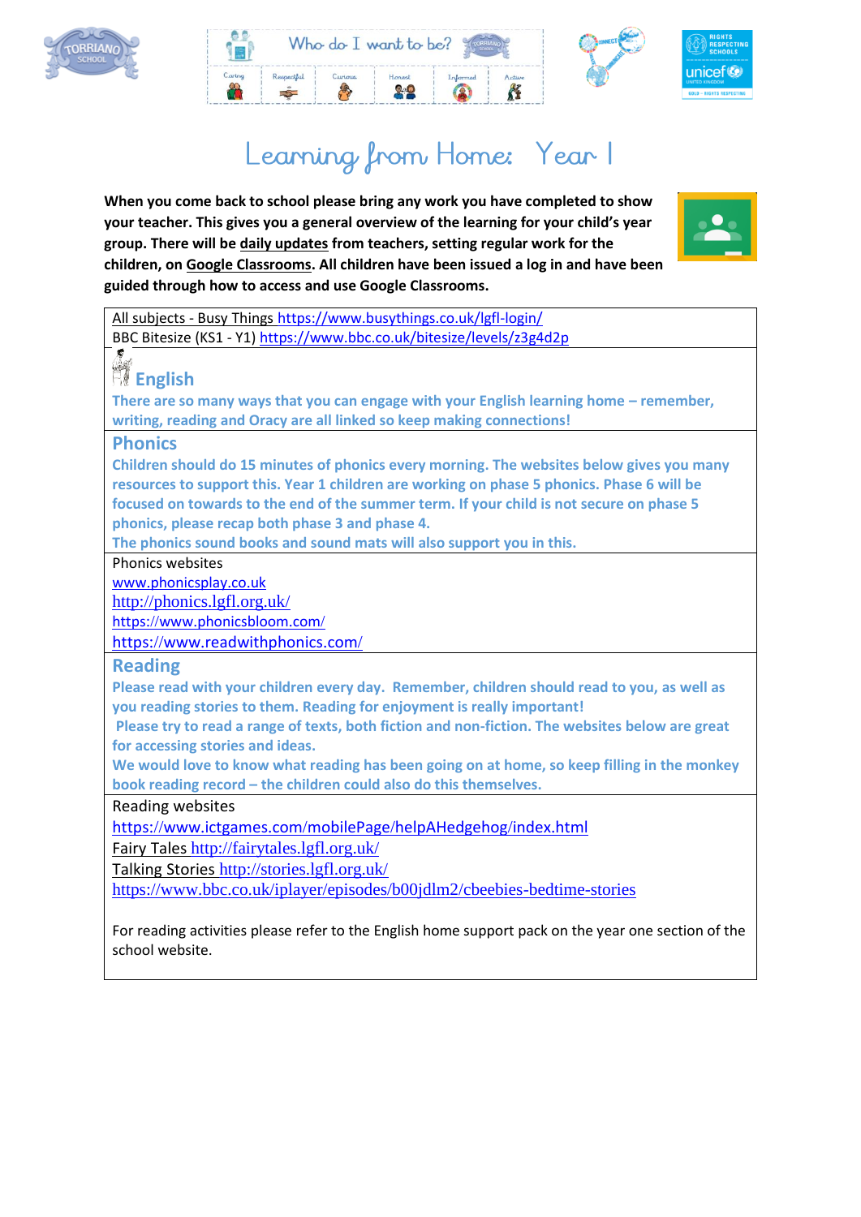# Learning from Home: Year 1

**When you come back to school please bring any work you have completed to show your teacher. This gives you a general overview of the learning for your child's year group. There will be daily updates from teachers, setting regular work for the children, on Google Classrooms. All children have been issued a log in and have been guided through how to access and use Google Classrooms.**

All subjects - Busy Things https://www.busythings.co.uk/lgfl-login/
BBC Bitesize (KS1 - Y1) https://www.bbc.co.uk/bitesize/levels/z3g4d2p

## English

**There are so many ways that you can engage with your English learning home – remember, writing, reading and Oracy are all linked so keep making connections!**

## Phonics

**Children should do 15 minutes of phonics every morning. The websites below gives you many resources to support this. Year 1 children are working on phase 5 phonics. Phase 6 will be focused on towards to the end of the summer term. If your child is not secure on phase 5 phonics, please recap both phase 3 and phase 4.**
**The phonics sound books and sound mats will also support you in this.**

Phonics websites
www.phonicsplay.co.uk
http://phonics.lgfl.org.uk/
https://www.phonicsbloom.com/
https://www.readwithphonics.com/

## Reading

**Please read with your children every day. Remember, children should read to you, as well as you reading stories to them. Reading for enjoyment is really important!**
**Please try to read a range of texts, both fiction and non-fiction. The websites below are great for accessing stories and ideas.**
**We would love to know what reading has been going on at home, so keep filling in the monkey book reading record – the children could also do this themselves.**

Reading websites
https://www.ictgames.com/mobilePage/helpAHedgehog/index.html
Fairy Tales http://fairytales.lgfl.org.uk/
Talking Stories http://stories.lgfl.org.uk/
https://www.bbc.co.uk/iplayer/episodes/b00jdlm2/cbeebies-bedtime-stories

For reading activities please refer to the English home support pack on the year one section of the school website.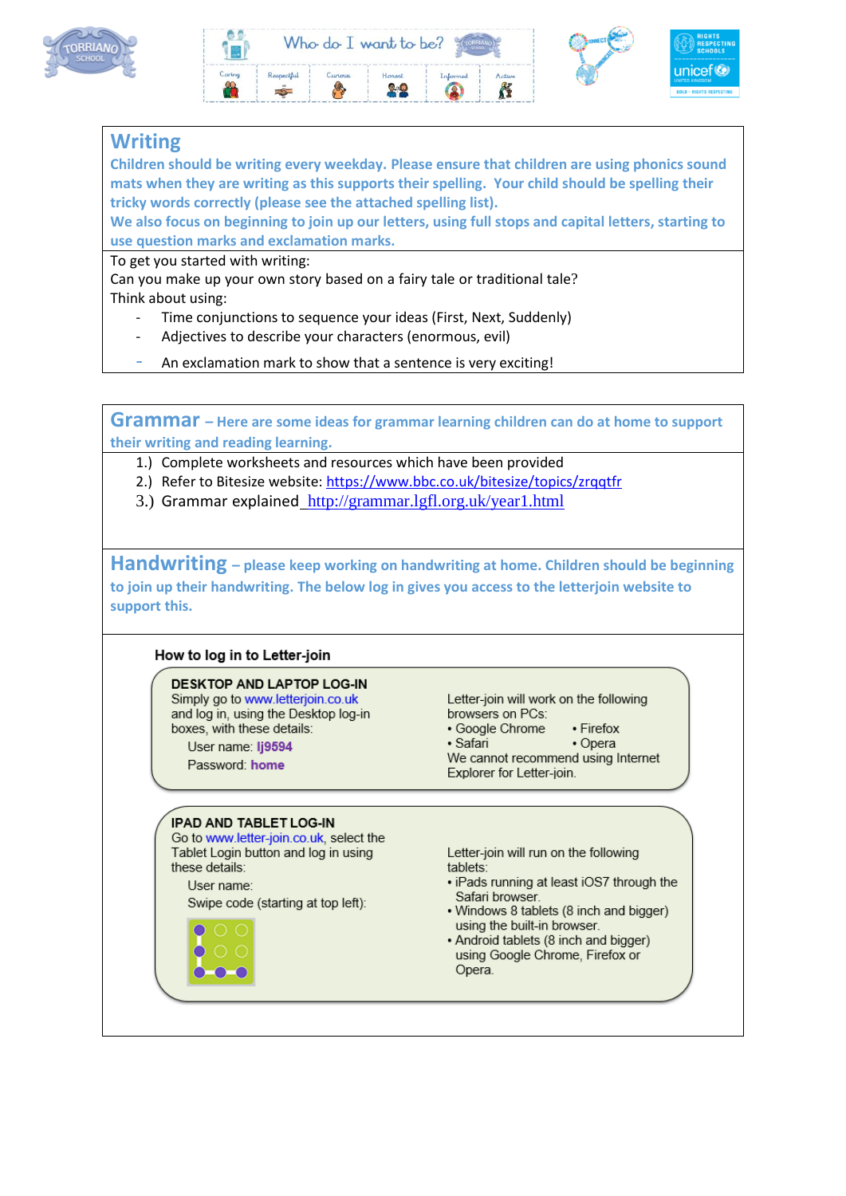## Writing

**Children should be writing every weekday. Please ensure that children are using phonics sound mats when they are writing as this supports their spelling. Your child should be spelling their tricky words correctly (please see the attached spelling list).**
**We also focus on beginning to join up our letters, using full stops and capital letters, starting to use question marks and exclamation marks.**

To get you started with writing:
Can you make up your own story based on a fairy tale or traditional tale?
Think about using:

- Time conjunctions to sequence your ideas (First, Next, Suddenly)
- Adjectives to describe your characters (enormous, evil)
- An exclamation mark to show that a sentence is very exciting!

## Grammar – Here are some ideas for grammar learning children can do at home to support their writing and reading learning.

1.) Complete worksheets and resources which have been provided
2.) Refer to Bitesize website: https://www.bbc.co.uk/bitesize/topics/zrqqtfr
3.) Grammar explained http://grammar.lgfl.org.uk/year1.html

## Handwriting – please keep working on handwriting at home. Children should be beginning to join up their handwriting. The below log in gives you access to the letterjoin website to support this.

### How to log in to Letter-join

**DESKTOP AND LAPTOP LOG-IN**
Simply go to www.letterjoin.co.uk and log in, using the Desktop log-in boxes, with these details:

User name: **lj9594**
Password: **home**

Letter-join will work on the following browsers on PCs:
- Google Chrome
- Firefox
- Safari
- Opera

We cannot recommend using Internet Explorer for Letter-join.

**IPAD AND TABLET LOG-IN**
Go to www.letter-join.co.uk, select the Tablet Login button and log in using these details:

User name:
Swipe code (starting at top left):

Letter-join will run on the following tablets:
- iPads running at least iOS7 through the Safari browser.
- Windows 8 tablets (8 inch and bigger) using the built-in browser.
- Android tablets (8 inch and bigger) using Google Chrome, Firefox or Opera.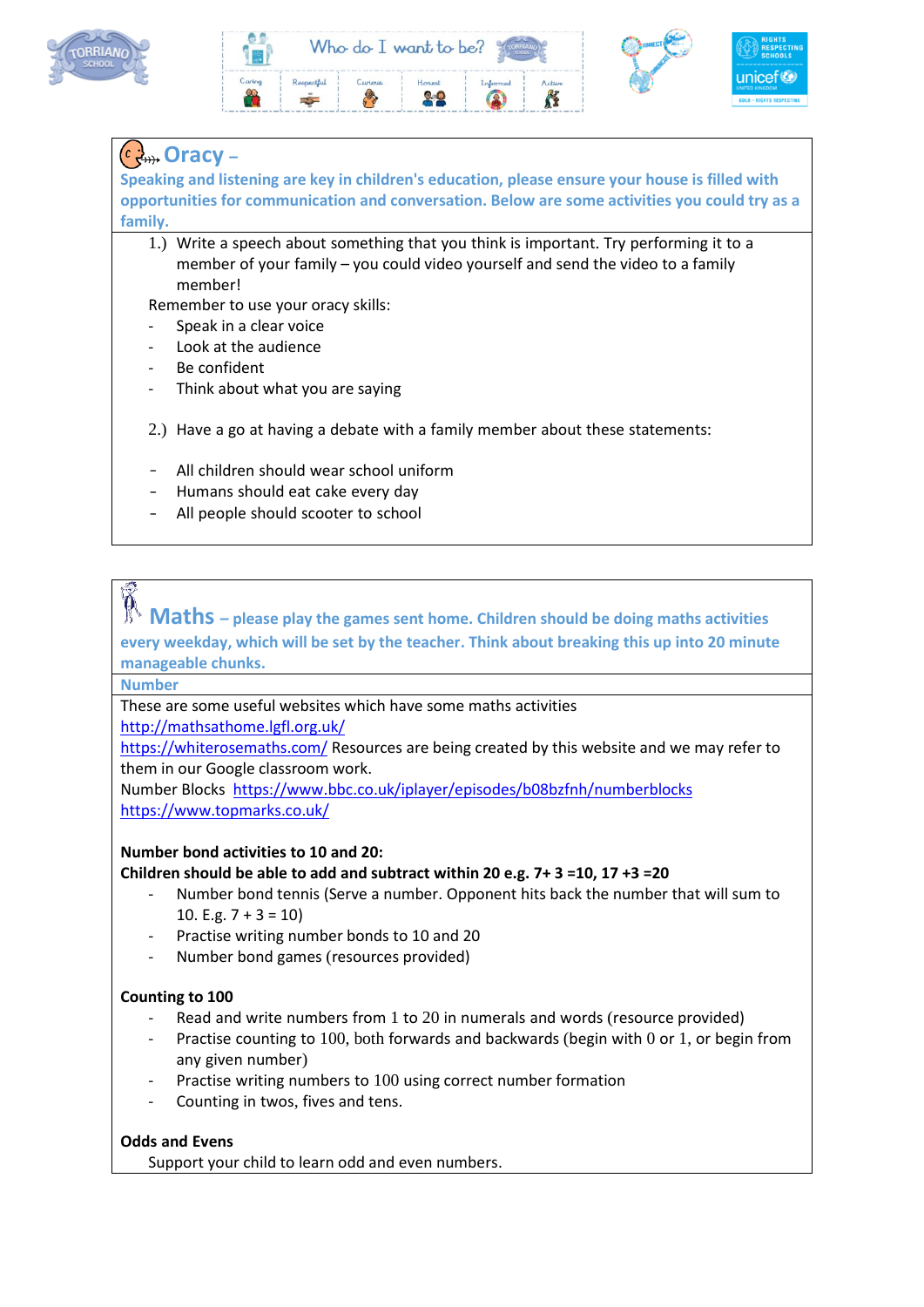## Oracy –

**Speaking and listening are key in children's education, please ensure your house is filled with opportunities for communication and conversation. Below are some activities you could try as a family.**

1.) Write a speech about something that you think is important. Try performing it to a member of your family – you could video yourself and send the video to a family member!

Remember to use your oracy skills:

- Speak in a clear voice
- Look at the audience
- Be confident
- Think about what you are saying

2.) Have a go at having a debate with a family member about these statements:

- All children should wear school uniform
- Humans should eat cake every day
- All people should scooter to school

## Maths – please play the games sent home. Children should be doing maths activities every weekday, which will be set by the teacher. Think about breaking this up into 20 minute manageable chunks.

### Number

These are some useful websites which have some maths activities

http://mathsathome.lgfl.org.uk/

https://whiterosemaths.com/ Resources are being created by this website and we may refer to them in our Google classroom work.

Number Blocks https://www.bbc.co.uk/iplayer/episodes/b08bzfnh/numberblocks

https://www.topmarks.co.uk/

**Number bond activities to 10 and 20:**

**Children should be able to add and subtract within 20 e.g. 7+ 3 =10, 17 +3 =20**

- Number bond tennis (Serve a number. Opponent hits back the number that will sum to 10. E.g. 7 + 3 = 10)
- Practise writing number bonds to 10 and 20
- Number bond games (resources provided)

**Counting to 100**

- Read and write numbers from 1 to 20 in numerals and words (resource provided)
- Practise counting to 100, both forwards and backwards (begin with 0 or 1, or begin from any given number)
- Practise writing numbers to 100 using correct number formation
- Counting in twos, fives and tens.

**Odds and Evens**

Support your child to learn odd and even numbers.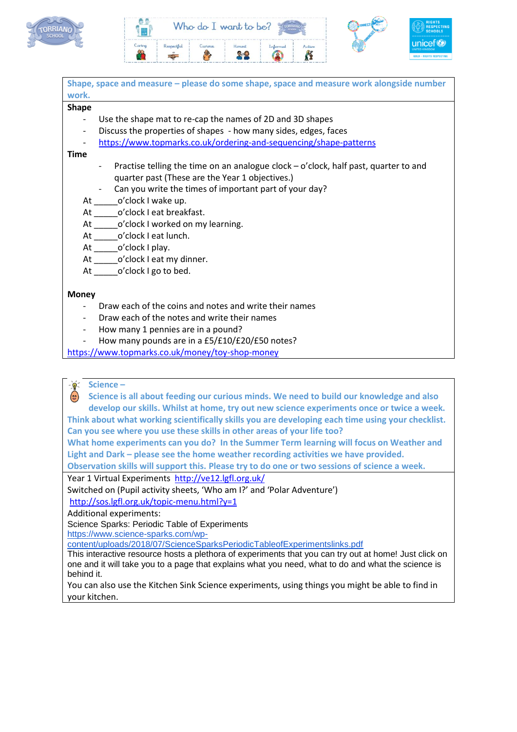**Shape, space and measure – please do some shape, space and measure work alongside number work.**

**Shape**

- Use the shape mat to re-cap the names of 2D and 3D shapes
- Discuss the properties of shapes - how many sides, edges, faces
- https://www.topmarks.co.uk/ordering-and-sequencing/shape-patterns

**Time**

- Practise telling the time on an analogue clock – o'clock, half past, quarter to and quarter past (These are the Year 1 objectives.)
- Can you write the times of important part of your day?

At _____o'clock I wake up.
At _____o'clock I eat breakfast.
At _____o'clock I worked on my learning.
At _____o'clock I eat lunch.
At _____o'clock I play.
At _____o'clock I eat my dinner.
At _____o'clock I go to bed.

**Money**

- Draw each of the coins and notes and write their names
- Draw each of the notes and write their names
- How many 1 pennies are in a pound?
- How many pounds are in a £5/£10/£20/£50 notes?

https://www.topmarks.co.uk/money/toy-shop-money

**Science –**

**Science is all about feeding our curious minds. We need to build our knowledge and also develop our skills. Whilst at home, try out new science experiments once or twice a week. Think about what working scientifically skills you are developing each time using your checklist. Can you see where you use these skills in other areas of your life too? What home experiments can you do? In the Summer Term learning will focus on Weather and Light and Dark – please see the home weather recording activities we have provided. Observation skills will support this. Please try to do one or two sessions of science a week.**

Year 1 Virtual Experiments http://ve12.lgfl.org.uk/
Switched on (Pupil activity sheets, 'Who am I?' and 'Polar Adventure')
http://sos.lgfl.org.uk/topic-menu.html?y=1
Additional experiments:
Science Sparks: Periodic Table of Experiments
https://www.science-sparks.com/wp-content/uploads/2018/07/ScienceSparksPeriodicTableofExperimentslinks.pdf
This interactive resource hosts a plethora of experiments that you can try out at home! Just click on one and it will take you to a page that explains what you need, what to do and what the science is behind it.
You can also use the Kitchen Sink Science experiments, using things you might be able to find in your kitchen.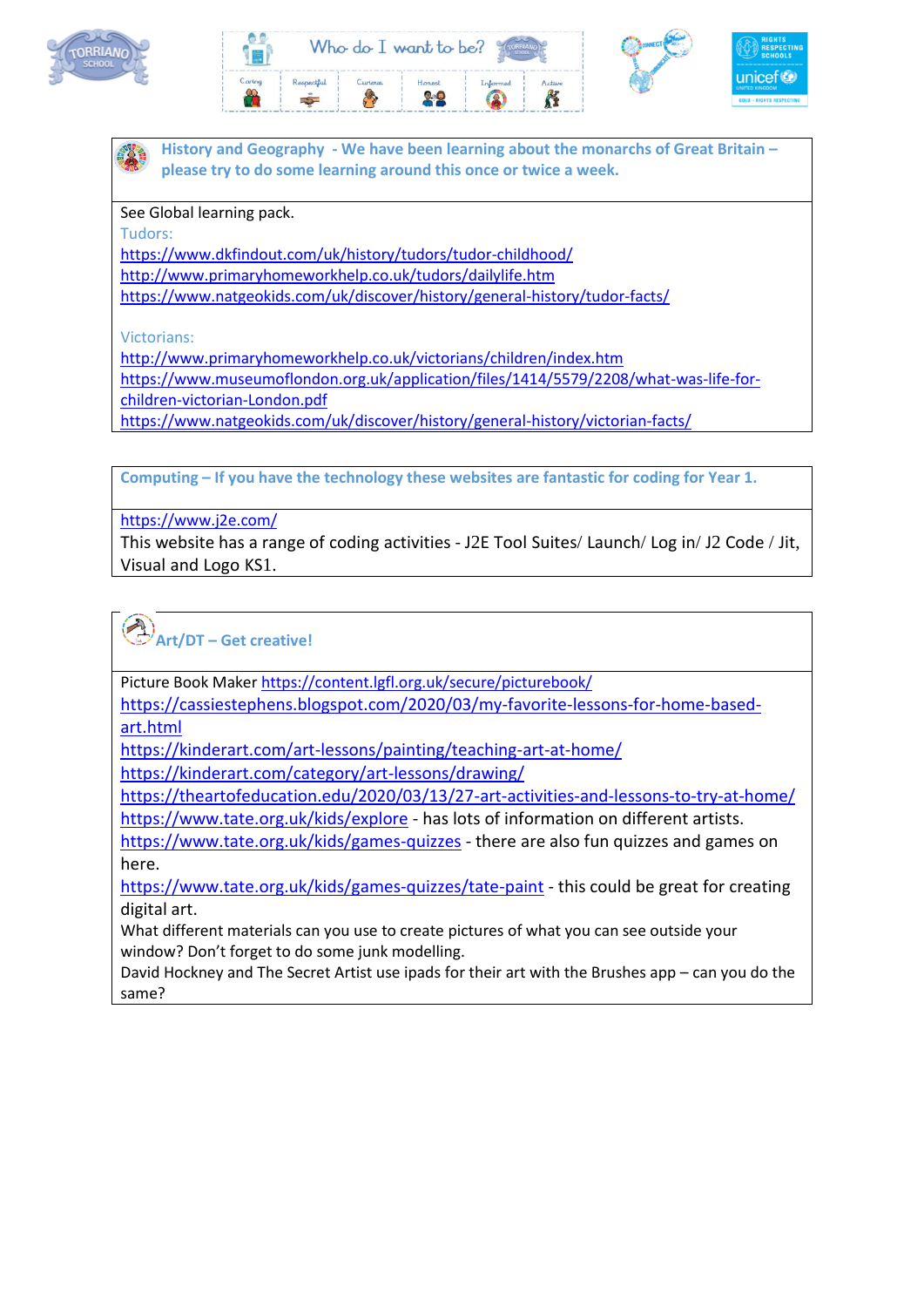**History and Geography - We have been learning about the monarchs of Great Britain – please try to do some learning around this once or twice a week.**

See Global learning pack.

Tudors:

https://www.dkfindout.com/uk/history/tudors/tudor-childhood/
http://www.primaryhomeworkhelp.co.uk/tudors/dailylife.htm
https://www.natgeokids.com/uk/discover/history/general-history/tudor-facts/

Victorians:

http://www.primaryhomeworkhelp.co.uk/victorians/children/index.htm
https://www.museumoflondon.org.uk/application/files/1414/5579/2208/what-was-life-for-children-victorian-London.pdf
https://www.natgeokids.com/uk/discover/history/general-history/victorian-facts/

**Computing – If you have the technology these websites are fantastic for coding for Year 1.**

https://www.j2e.com/
This website has a range of coding activities - J2E Tool Suites/ Launch/ Log in/ J2 Code / Jit, Visual and Logo KS1.

**Art/DT – Get creative!**

Picture Book Maker https://content.lgfl.org.uk/secure/picturebook/
https://cassiestephens.blogspot.com/2020/03/my-favorite-lessons-for-home-based-art.html
https://kinderart.com/art-lessons/painting/teaching-art-at-home/
https://kinderart.com/category/art-lessons/drawing/
https://theartofeducation.edu/2020/03/13/27-art-activities-and-lessons-to-try-at-home/
https://www.tate.org.uk/kids/explore - has lots of information on different artists.
https://www.tate.org.uk/kids/games-quizzes - there are also fun quizzes and games on here.
https://www.tate.org.uk/kids/games-quizzes/tate-paint - this could be great for creating digital art.
What different materials can you use to create pictures of what you can see outside your window? Don't forget to do some junk modelling.
David Hockney and The Secret Artist use ipads for their art with the Brushes app – can you do the same?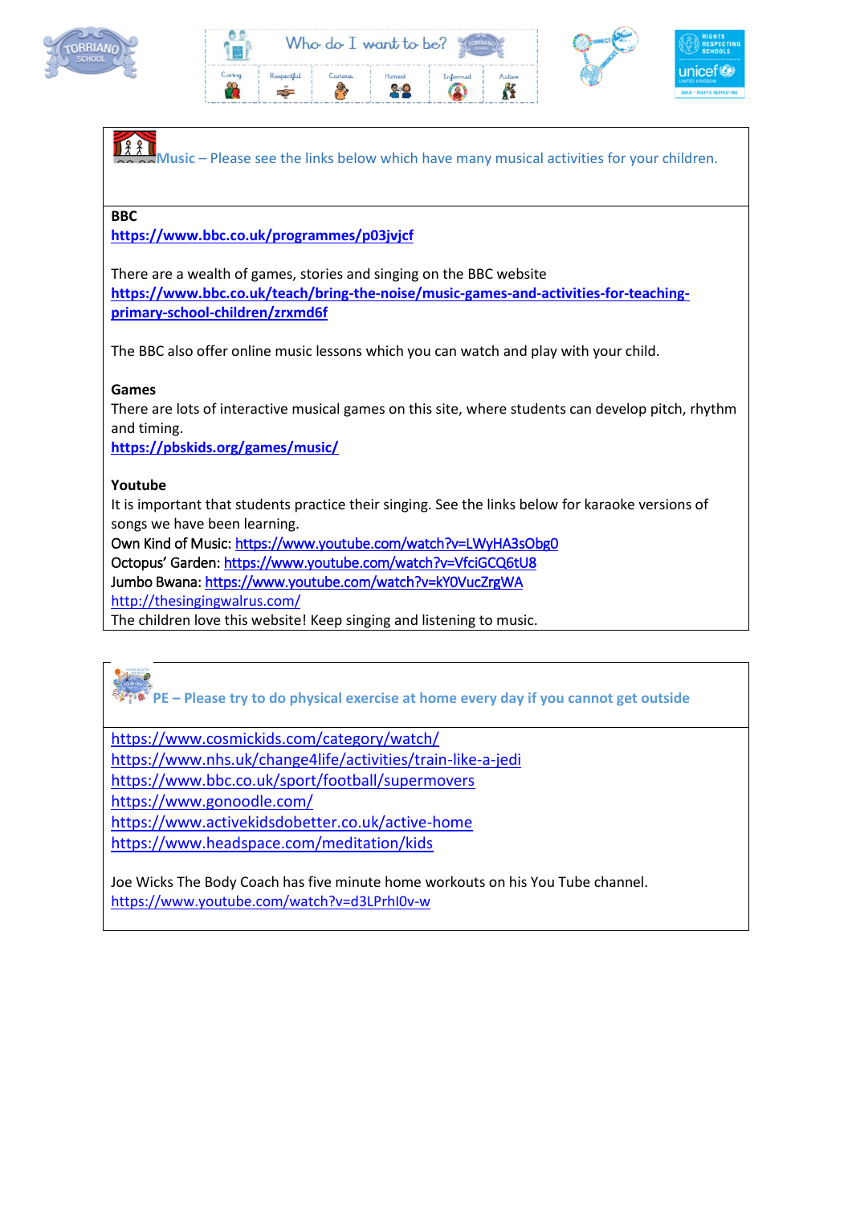**Music** – Please see the links below which have many musical activities for your children.

**BBC**

**https://www.bbc.co.uk/programmes/p03jvjcf**

There are a wealth of games, stories and singing on the BBC website

**https://www.bbc.co.uk/teach/bring-the-noise/music-games-and-activities-for-teaching-primary-school-children/zrxmd6f**

The BBC also offer online music lessons which you can watch and play with your child.

**Games**

There are lots of interactive musical games on this site, where students can develop pitch, rhythm and timing.

**https://pbskids.org/games/music/**

**Youtube**

It is important that students practice their singing. See the links below for karaoke versions of songs we have been learning.

Own Kind of Music: https://www.youtube.com/watch?v=LWyHA3sObg0

Octopus' Garden: https://www.youtube.com/watch?v=VfciGCQ6tU8

Jumbo Bwana: https://www.youtube.com/watch?v=kY0VucZrgWA

http://thesingingwalrus.com/

The children love this website! Keep singing and listening to music.

**PE – Please try to do physical exercise at home every day if you cannot get outside**

https://www.cosmickids.com/category/watch/

https://www.nhs.uk/change4life/activities/train-like-a-jedi

https://www.bbc.co.uk/sport/football/supermovers

https://www.gonoodle.com/

https://www.activekidsdobetter.co.uk/active-home

https://www.headspace.com/meditation/kids

Joe Wicks The Body Coach has five minute home workouts on his You Tube channel.

https://www.youtube.com/watch?v=d3LPrhI0v-w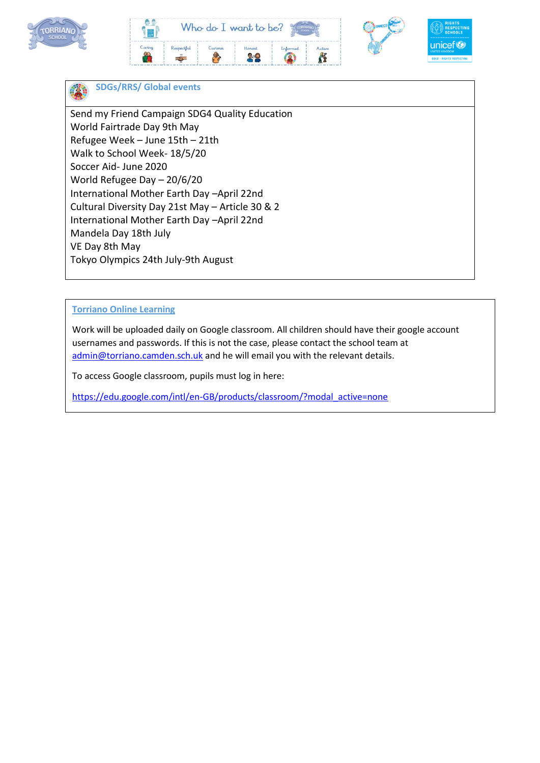## SDGs/RRS/ Global events

Send my Friend Campaign SDG4 Quality Education
World Fairtrade Day 9th May
Refugee Week – June 15th – 21th
Walk to School Week- 18/5/20
Soccer Aid- June 2020
World Refugee Day – 20/6/20
International Mother Earth Day –April 22nd
Cultural Diversity Day 21st May – Article 30 & 2
International Mother Earth Day –April 22nd
Mandela Day 18th July
VE Day 8th May
Tokyo Olympics 24th July-9th August

## Torriano Online Learning

Work will be uploaded daily on Google classroom. All children should have their google account usernames and passwords. If this is not the case, please contact the school team at admin@torriano.camden.sch.uk and he will email you with the relevant details.

To access Google classroom, pupils must log in here:

https://edu.google.com/intl/en-GB/products/classroom/?modal_active=none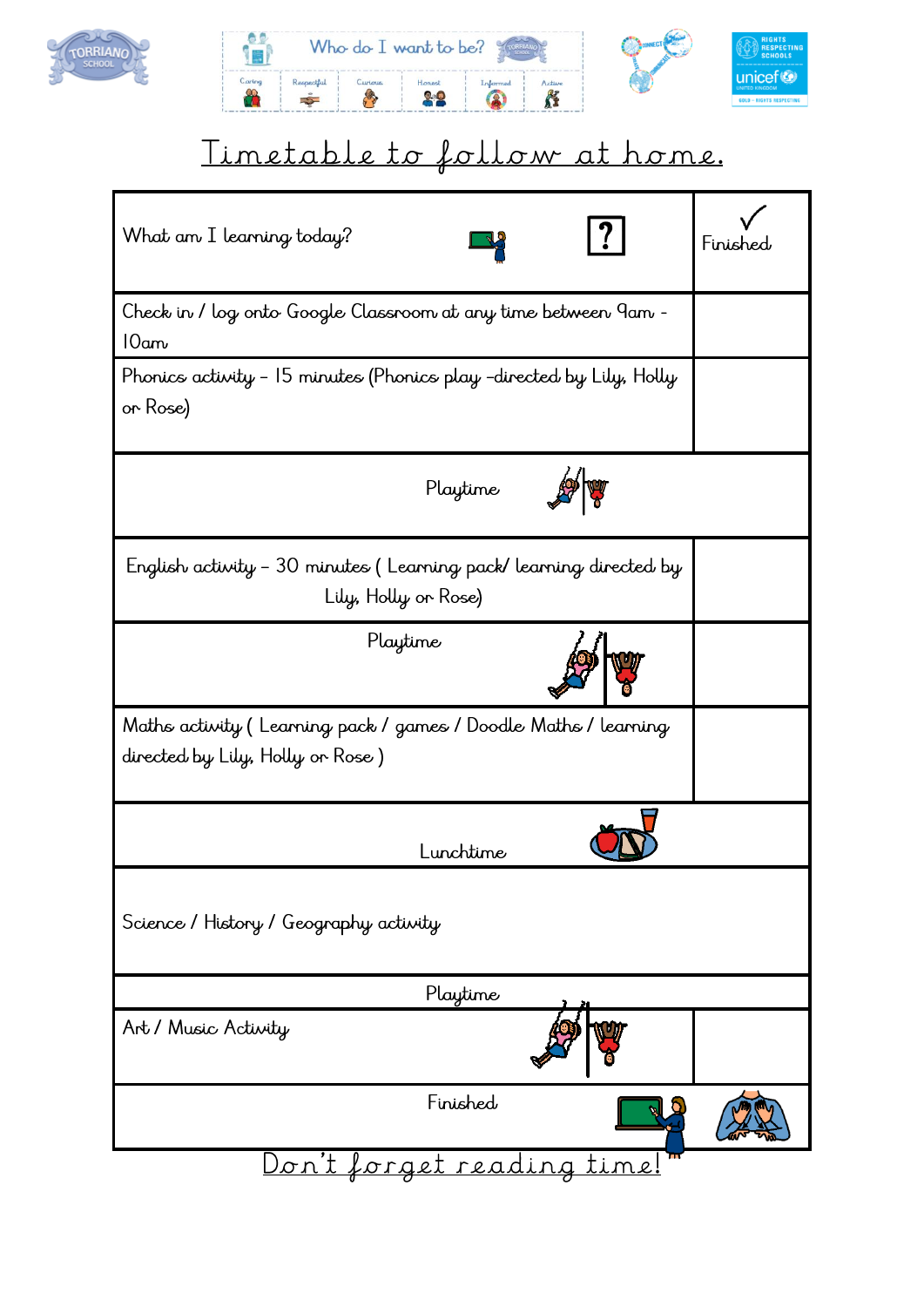Who do I want to be?

Caring | Respectful | Curious | Honest | Informed | Active

RIGHTS RESPECTING SCHOOLS unicef UNITED KINGDOM GOLD – RIGHTS RESPECTING

# Timetable to follow at home.

| What am I learning today? | Finished ✓ |
|---|---|
| Check in / log onto Google Classroom at any time between 9am - 10am | |
| Phonics activity – 15 minutes (Phonics play -directed by Lily, Holly or Rose) | |
| Playtime | |
| English activity – 30 minutes ( Learning pack/ learning directed by Lily, Holly or Rose) | |
| Playtime | |
| Maths activity ( Learning pack / games / Doodle Maths / learning directed by Lily, Holly or Rose ) | |
| Lunchtime | |
| Science / History / Geography activity | |
| Playtime | |
| Art / Music Activity | |
| Finished | |

Don't forget reading time!